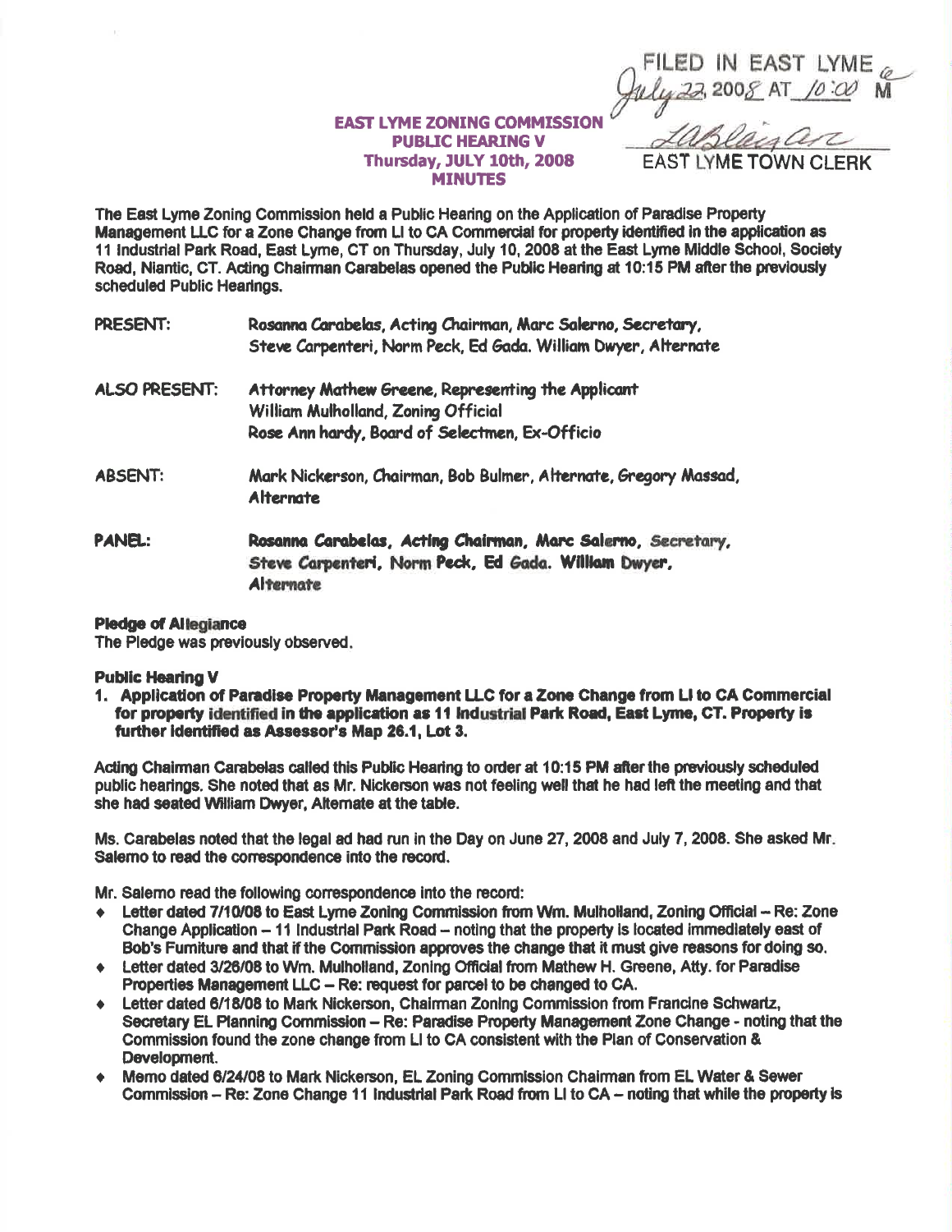FILED IN EAST LYME
July 22, 2008 AT 10:00 M
LABleisan
EAST LYME TOWN CLERK

**EAST LYME ZONING COMMISSION**
**PUBLIC HEARING V**
**Thursday, JULY 10th, 2008**
**MINUTES**

The East Lyme Zoning Commission held a Public Hearing on the Application of Paradise Property Management LLC for a Zone Change from LI to CA Commercial for property identified in the application as 11 Industrial Park Road, East Lyme, CT on Thursday, July 10, 2008 at the East Lyme Middle School, Society Road, Niantic, CT. Acting Chairman Carabelas opened the Public Hearing at 10:15 PM after the previously scheduled Public Hearings.

| | |
|---|---|
| PRESENT: | Rosanna Carabelas, Acting Chairman, Marc Salerno, Secretary, Steve Carpenteri, Norm Peck, Ed Gada. William Dwyer, Alternate |
| ALSO PRESENT: | Attorney Mathew Greene, Representing the Applicant<br>William Mulholland, Zoning Official<br>Rose Ann hardy, Board of Selectmen, Ex-Officio |
| ABSENT: | Mark Nickerson, Chairman, Bob Bulmer, Alternate, Gregory Massad, Alternate |
| PANEL: | **Rosanna Carabelas, Acting Chairman, Marc Salerno, Secretary, Steve Carpenteri, Norm Peck, Ed Gada. William Dwyer, Alternate** |

**Pledge of Allegiance**
The Pledge was previously observed.

**Public Hearing V**

1. **Application of Paradise Property Management LLC for a Zone Change from LI to CA Commercial for property identified in the application as 11 Industrial Park Road, East Lyme, CT. Property is further identified as Assessor's Map 26.1, Lot 3.**

Acting Chairman Carabelas called this Public Hearing to order at 10:15 PM after the previously scheduled public hearings. She noted that as Mr. Nickerson was not feeling well that he had left the meeting and that she had seated William Dwyer, Alternate at the table.

Ms. Carabelas noted that the legal ad had run in the Day on June 27, 2008 and July 7, 2008. She asked Mr. Salerno to read the correspondence into the record.

Mr. Salerno read the following correspondence into the record:

- Letter dated 7/10/08 to East Lyme Zoning Commission from Wm. Mulholland, Zoning Official – Re: Zone Change Application – 11 Industrial Park Road – noting that the property is located immediately east of Bob's Furniture and that if the Commission approves the change that it must give reasons for doing so.
- Letter dated 3/26/08 to Wm. Mulholland, Zoning Official from Mathew H. Greene, Atty. for Paradise Properties Management LLC – Re: request for parcel to be changed to CA.
- Letter dated 6/18/08 to Mark Nickerson, Chairman Zoning Commission from Francine Schwartz, Secretary EL Planning Commission – Re: Paradise Property Management Zone Change - noting that the Commission found the zone change from LI to CA consistent with the Plan of Conservation & Development.
- Memo dated 6/24/08 to Mark Nickerson, EL Zoning Commission Chairman from EL Water & Sewer Commission – Re: Zone Change 11 Industrial Park Road from LI to CA – noting that while the property is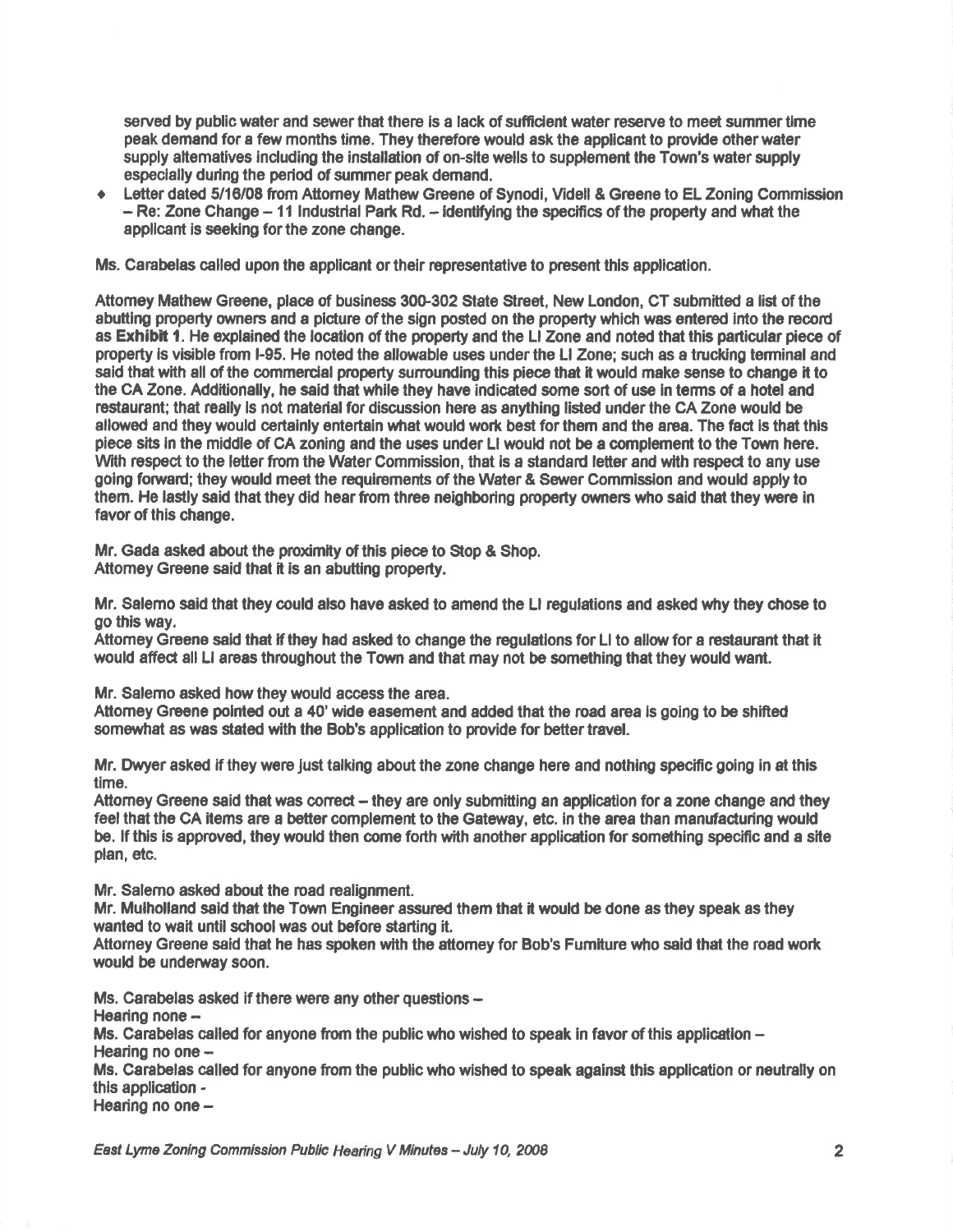served by public water and sewer that there is a lack of sufficient water reserve to meet summer time peak demand for a few months time. They therefore would ask the applicant to provide other water supply alternatives including the installation of on-site wells to supplement the Town's water supply especially during the period of summer peak demand.

- Letter dated 5/16/08 from Attorney Mathew Greene of Synodi, Videll & Greene to EL Zoning Commission – Re: Zone Change – 11 Industrial Park Rd. – identifying the specifics of the property and what the applicant is seeking for the zone change.

Ms. Carabelas called upon the applicant or their representative to present this application.

Attorney Mathew Greene, place of business 300-302 State Street, New London, CT submitted a list of the abutting property owners and a picture of the sign posted on the property which was entered into the record as **Exhibit 1**. He explained the location of the property and the LI Zone and noted that this particular piece of property is visible from I-95. He noted the allowable uses under the LI Zone; such as a trucking terminal and said that with all of the commercial property surrounding this piece that it would make sense to change it to the CA Zone. Additionally, he said that while they have indicated some sort of use in terms of a hotel and restaurant; that really is not material for discussion here as anything listed under the CA Zone would be allowed and they would certainly entertain what would work best for them and the area. The fact is that this piece sits in the middle of CA zoning and the uses under LI would not be a complement to the Town here. With respect to the letter from the Water Commission, that is a standard letter and with respect to any use going forward; they would meet the requirements of the Water & Sewer Commission and would apply to them. He lastly said that they did hear from three neighboring property owners who said that they were in favor of this change.

Mr. Gada asked about the proximity of this piece to Stop & Shop.
Attorney Greene said that it is an abutting property.

Mr. Salerno said that they could also have asked to amend the LI regulations and asked why they chose to go this way.
Attorney Greene said that if they had asked to change the regulations for LI to allow for a restaurant that it would affect all LI areas throughout the Town and that may not be something that they would want.

Mr. Salerno asked how they would access the area.
Attorney Greene pointed out a 40' wide easement and added that the road area is going to be shifted somewhat as was stated with the Bob's application to provide for better travel.

Mr. Dwyer asked if they were just talking about the zone change here and nothing specific going in at this time.
Attorney Greene said that was correct – they are only submitting an application for a zone change and they feel that the CA items are a better complement to the Gateway, etc. in the area than manufacturing would be. If this is approved, they would then come forth with another application for something specific and a site plan, etc.

Mr. Salerno asked about the road realignment.
Mr. Mulholland said that the Town Engineer assured them that it would be done as they speak as they wanted to wait until school was out before starting it.
Attorney Greene said that he has spoken with the attorney for Bob's Furniture who said that the road work would be underway soon.

Ms. Carabelas asked if there were any other questions –
Hearing none –
Ms. Carabelas called for anyone from the public who wished to speak in favor of this application –
Hearing no one –
Ms. Carabelas called for anyone from the public who wished to speak against this application or neutrally on this application -
Hearing no one –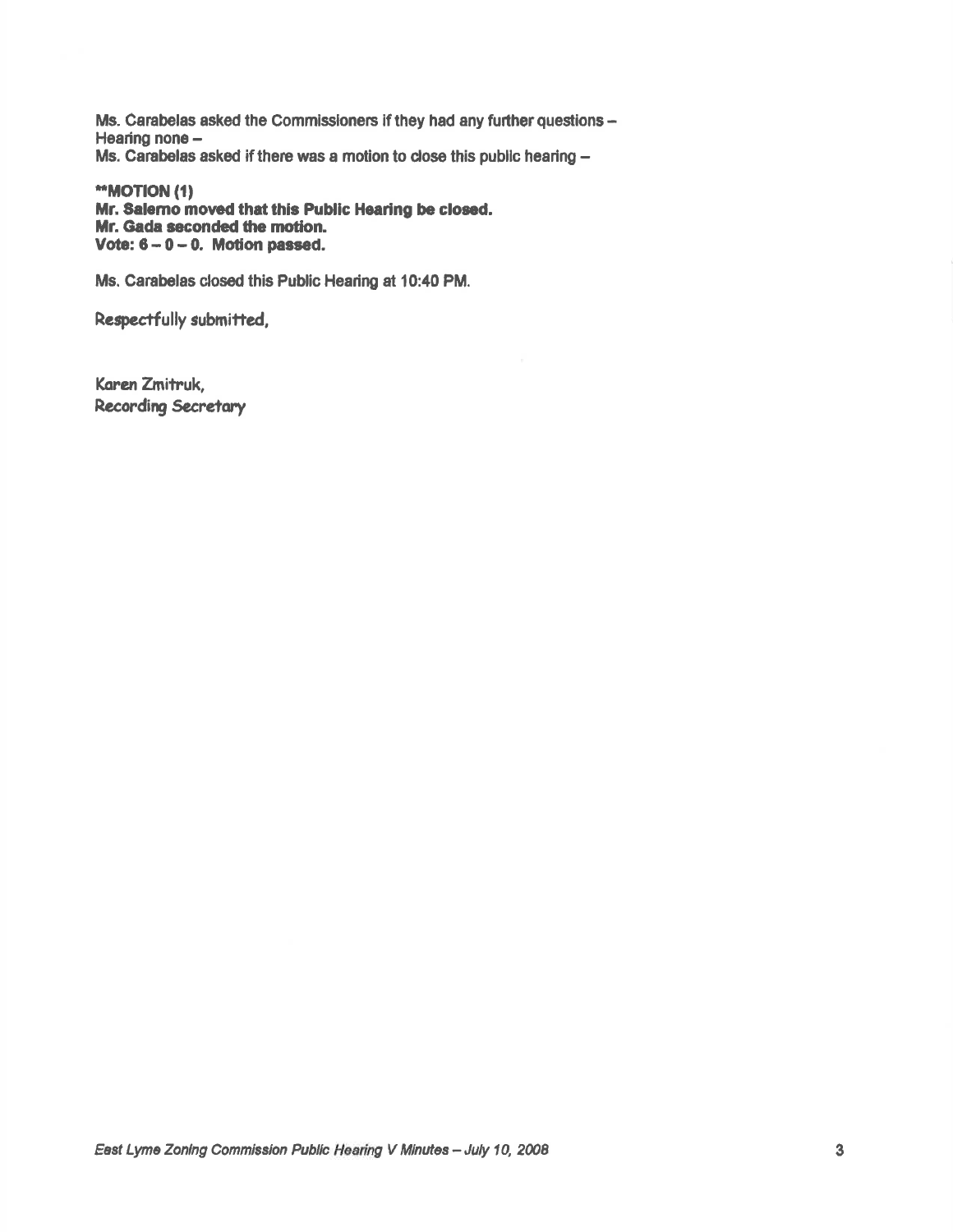Ms. Carabelas asked the Commissioners if they had any further questions –
Hearing none –
Ms. Carabelas asked if there was a motion to close this public hearing –

****MOTION (1)**
**Mr. Salerno moved that this Public Hearing be closed.**
**Mr. Gada seconded the motion.**
**Vote: 6 – 0 – 0. Motion passed.**

Ms. Carabelas closed this Public Hearing at 10:40 PM.

Respectfully submitted,

Karen Zmitruk,
Recording Secretary